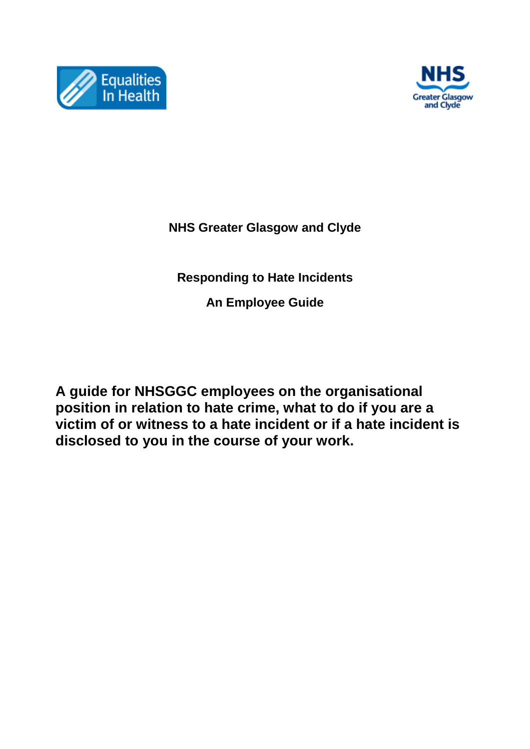Equalities In Health

NHS Greater Glasgow and Clyde

# NHS Greater Glasgow and Clyde

## Responding to Hate Incidents

## An Employee Guide

**A guide for NHSGGC employees on the organisational position in relation to hate crime, what to do if you are a victim of or witness to a hate incident or if a hate incident is disclosed to you in the course of your work.**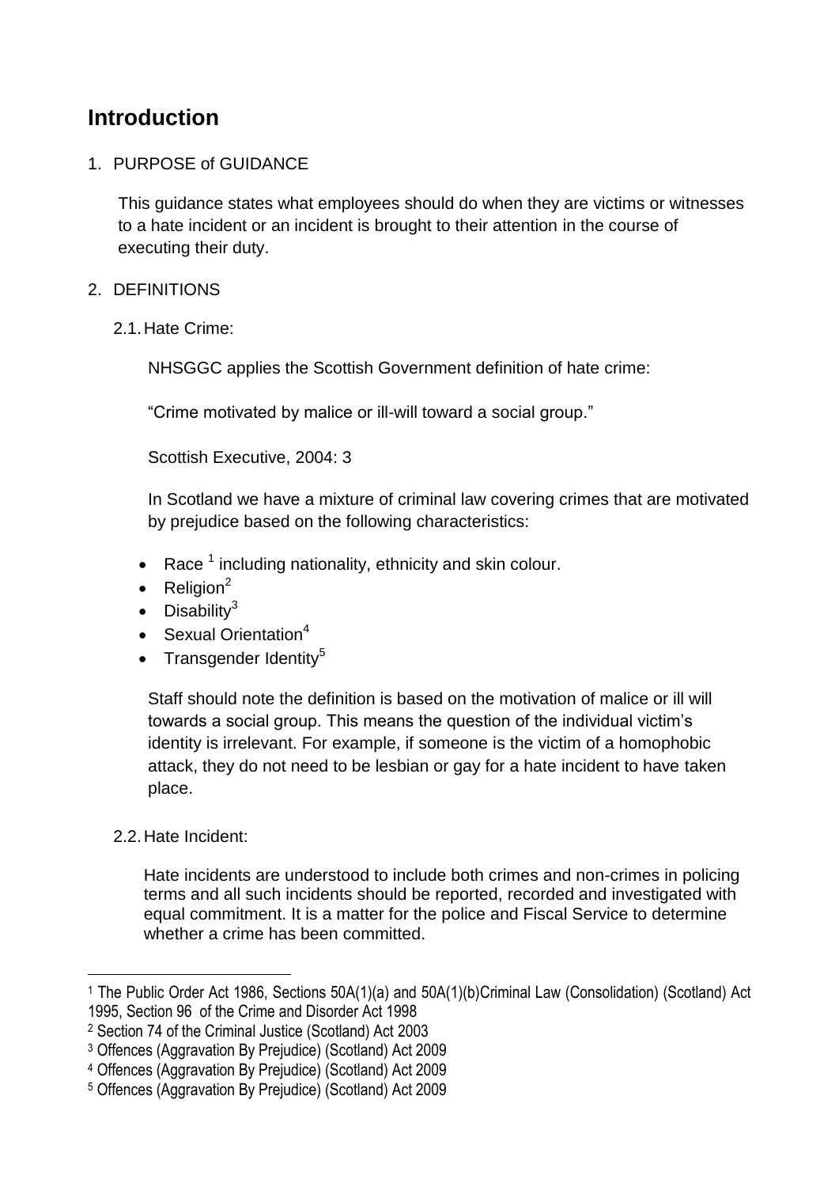## Introduction

1. PURPOSE of GUIDANCE

   This guidance states what employees should do when they are victims or witnesses to a hate incident or an incident is brought to their attention in the course of executing their duty.

2. DEFINITIONS

   2.1. Hate Crime:

   NHSGGC applies the Scottish Government definition of hate crime:

   "Crime motivated by malice or ill-will toward a social group."

   Scottish Executive, 2004: 3

   In Scotland we have a mixture of criminal law covering crimes that are motivated by prejudice based on the following characteristics:

   - Race [1] including nationality, ethnicity and skin colour.
   - Religion[2]
   - Disability[3]
   - Sexual Orientation[4]
   - Transgender Identity[5]

   Staff should note the definition is based on the motivation of malice or ill will towards a social group. This means the question of the individual victim's identity is irrelevant. For example, if someone is the victim of a homophobic attack, they do not need to be lesbian or gay for a hate incident to have taken place.

   2.2. Hate Incident:

   Hate incidents are understood to include both crimes and non-crimes in policing terms and all such incidents should be reported, recorded and investigated with equal commitment. It is a matter for the police and Fiscal Service to determine whether a crime has been committed.

---

[1] The Public Order Act 1986, Sections 50A(1)(a) and 50A(1)(b)Criminal Law (Consolidation) (Scotland) Act 1995, Section 96 of the Crime and Disorder Act 1998

[2] Section 74 of the Criminal Justice (Scotland) Act 2003

[3] Offences (Aggravation By Prejudice) (Scotland) Act 2009

[4] Offences (Aggravation By Prejudice) (Scotland) Act 2009

[5] Offences (Aggravation By Prejudice) (Scotland) Act 2009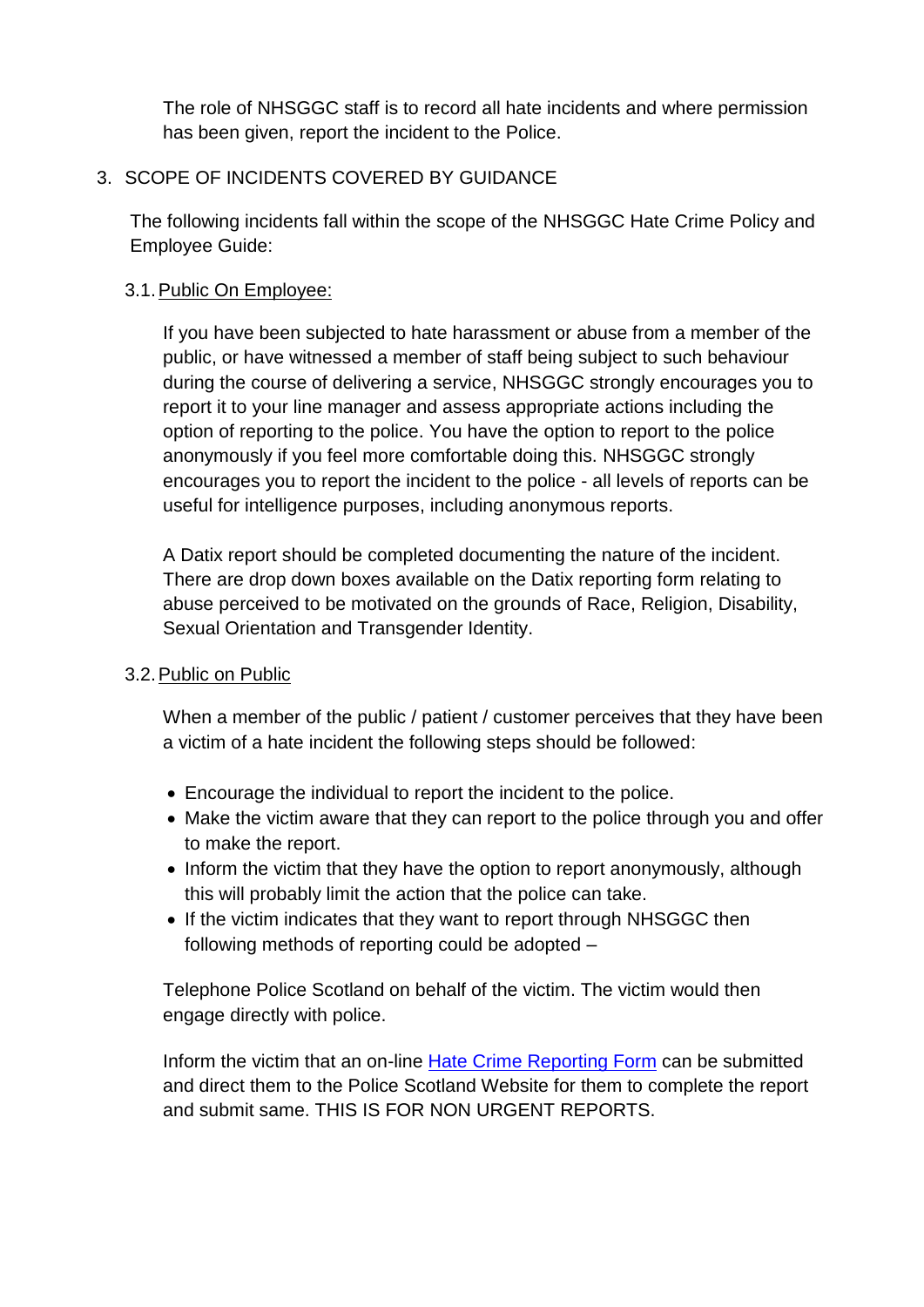The role of NHSGGC staff is to record all hate incidents and where permission has been given, report the incident to the Police.

## 3. SCOPE OF INCIDENTS COVERED BY GUIDANCE

The following incidents fall within the scope of the NHSGGC Hate Crime Policy and Employee Guide:

### 3.1. Public On Employee:

If you have been subjected to hate harassment or abuse from a member of the public, or have witnessed a member of staff being subject to such behaviour during the course of delivering a service, NHSGGC strongly encourages you to report it to your line manager and assess appropriate actions including the option of reporting to the police. You have the option to report to the police anonymously if you feel more comfortable doing this. NHSGGC strongly encourages you to report the incident to the police - all levels of reports can be useful for intelligence purposes, including anonymous reports.

A Datix report should be completed documenting the nature of the incident. There are drop down boxes available on the Datix reporting form relating to abuse perceived to be motivated on the grounds of Race, Religion, Disability, Sexual Orientation and Transgender Identity.

### 3.2. Public on Public

When a member of the public / patient / customer perceives that they have been a victim of a hate incident the following steps should be followed:

- Encourage the individual to report the incident to the police.
- Make the victim aware that they can report to the police through you and offer to make the report.
- Inform the victim that they have the option to report anonymously, although this will probably limit the action that the police can take.
- If the victim indicates that they want to report through NHSGGC then following methods of reporting could be adopted –

Telephone Police Scotland on behalf of the victim. The victim would then engage directly with police.

Inform the victim that an on-line Hate Crime Reporting Form can be submitted and direct them to the Police Scotland Website for them to complete the report and submit same. THIS IS FOR NON URGENT REPORTS.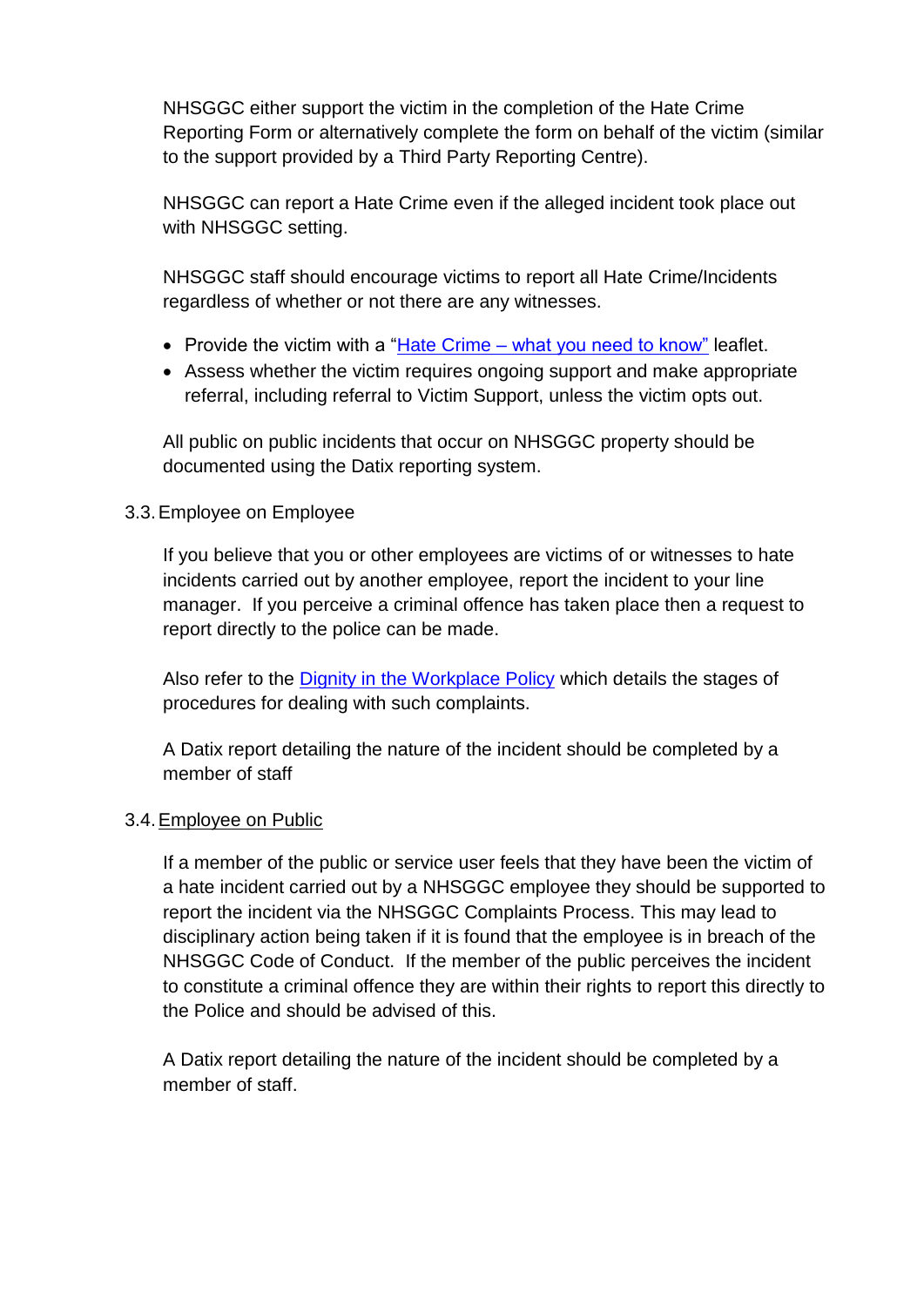NHSGGC either support the victim in the completion of the Hate Crime Reporting Form or alternatively complete the form on behalf of the victim (similar to the support provided by a Third Party Reporting Centre).

NHSGGC can report a Hate Crime even if the alleged incident took place out with NHSGGC setting.

NHSGGC staff should encourage victims to report all Hate Crime/Incidents regardless of whether or not there are any witnesses.

- Provide the victim with a "Hate Crime – what you need to know" leaflet.
- Assess whether the victim requires ongoing support and make appropriate referral, including referral to Victim Support, unless the victim opts out.

All public on public incidents that occur on NHSGGC property should be documented using the Datix reporting system.

### 3.3. Employee on Employee

If you believe that you or other employees are victims of or witnesses to hate incidents carried out by another employee, report the incident to your line manager. If you perceive a criminal offence has taken place then a request to report directly to the police can be made.

Also refer to the Dignity in the Workplace Policy which details the stages of procedures for dealing with such complaints.

A Datix report detailing the nature of the incident should be completed by a member of staff

### 3.4. Employee on Public

If a member of the public or service user feels that they have been the victim of a hate incident carried out by a NHSGGC employee they should be supported to report the incident via the NHSGGC Complaints Process. This may lead to disciplinary action being taken if it is found that the employee is in breach of the NHSGGC Code of Conduct. If the member of the public perceives the incident to constitute a criminal offence they are within their rights to report this directly to the Police and should be advised of this.

A Datix report detailing the nature of the incident should be completed by a member of staff.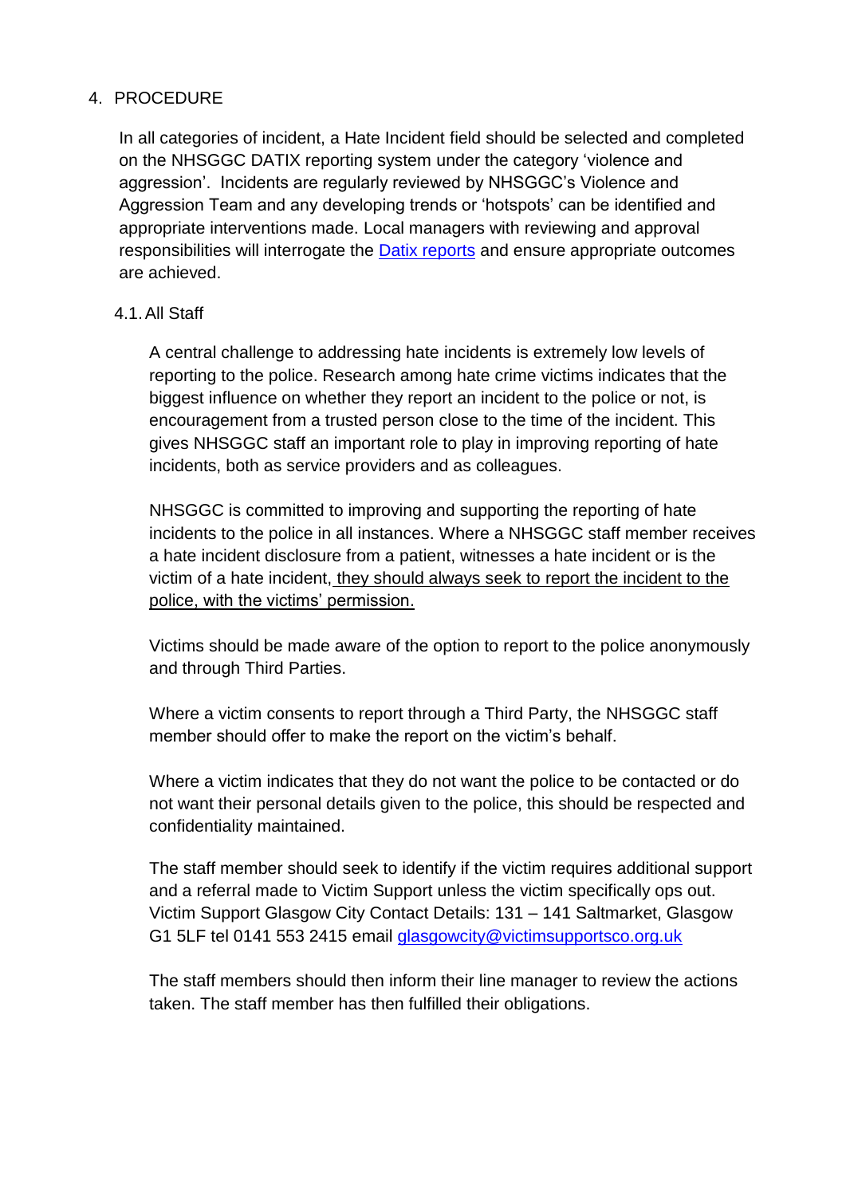## 4. PROCEDURE

In all categories of incident, a Hate Incident field should be selected and completed on the NHSGGC DATIX reporting system under the category 'violence and aggression'. Incidents are regularly reviewed by NHSGGC's Violence and Aggression Team and any developing trends or 'hotspots' can be identified and appropriate interventions made. Local managers with reviewing and approval responsibilities will interrogate the Datix reports and ensure appropriate outcomes are achieved.

### 4.1. All Staff

A central challenge to addressing hate incidents is extremely low levels of reporting to the police. Research among hate crime victims indicates that the biggest influence on whether they report an incident to the police or not, is encouragement from a trusted person close to the time of the incident. This gives NHSGGC staff an important role to play in improving reporting of hate incidents, both as service providers and as colleagues.

NHSGGC is committed to improving and supporting the reporting of hate incidents to the police in all instances. Where a NHSGGC staff member receives a hate incident disclosure from a patient, witnesses a hate incident or is the victim of a hate incident, <u>they should always seek to report the incident to the police, with the victims' permission.</u>

Victims should be made aware of the option to report to the police anonymously and through Third Parties.

Where a victim consents to report through a Third Party, the NHSGGC staff member should offer to make the report on the victim's behalf.

Where a victim indicates that they do not want the police to be contacted or do not want their personal details given to the police, this should be respected and confidentiality maintained.

The staff member should seek to identify if the victim requires additional support and a referral made to Victim Support unless the victim specifically ops out. Victim Support Glasgow City Contact Details: 131 – 141 Saltmarket, Glasgow G1 5LF tel 0141 553 2415 email glasgowcity@victimsupportsco.org.uk

The staff members should then inform their line manager to review the actions taken. The staff member has then fulfilled their obligations.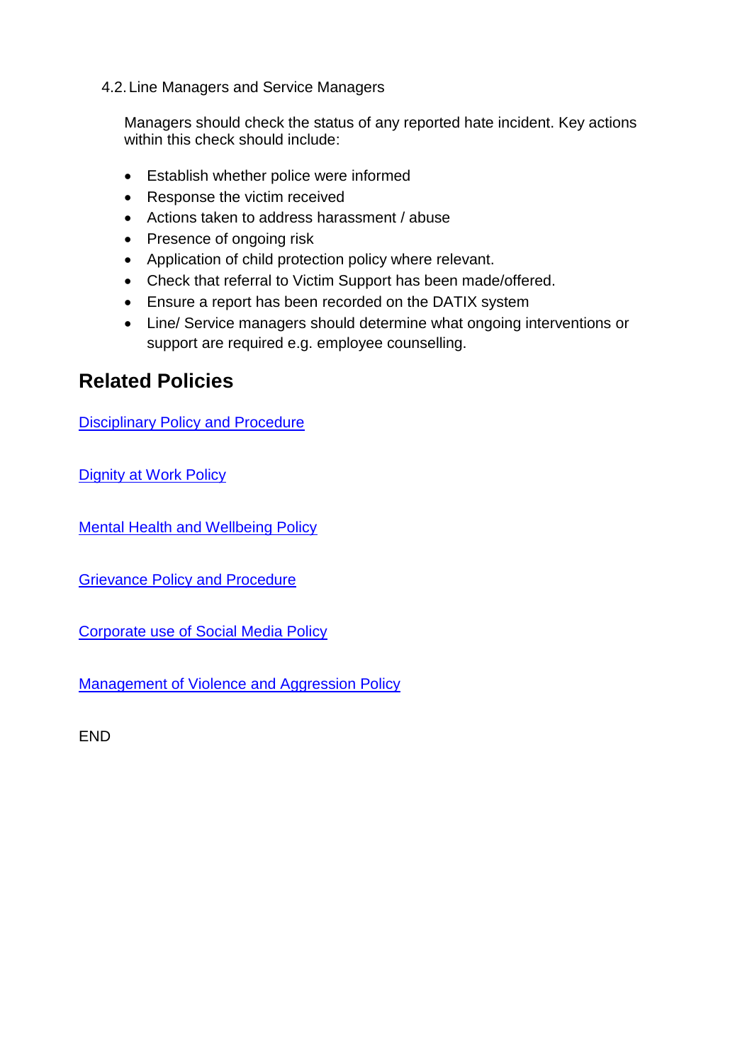### 4.2. Line Managers and Service Managers

Managers should check the status of any reported hate incident. Key actions within this check should include:

- Establish whether police were informed
- Response the victim received
- Actions taken to address harassment / abuse
- Presence of ongoing risk
- Application of child protection policy where relevant.
- Check that referral to Victim Support has been made/offered.
- Ensure a report has been recorded on the DATIX system
- Line/ Service managers should determine what ongoing interventions or support are required e.g. employee counselling.

## Related Policies

Disciplinary Policy and Procedure

Dignity at Work Policy

Mental Health and Wellbeing Policy

Grievance Policy and Procedure

Corporate use of Social Media Policy

Management of Violence and Aggression Policy

END